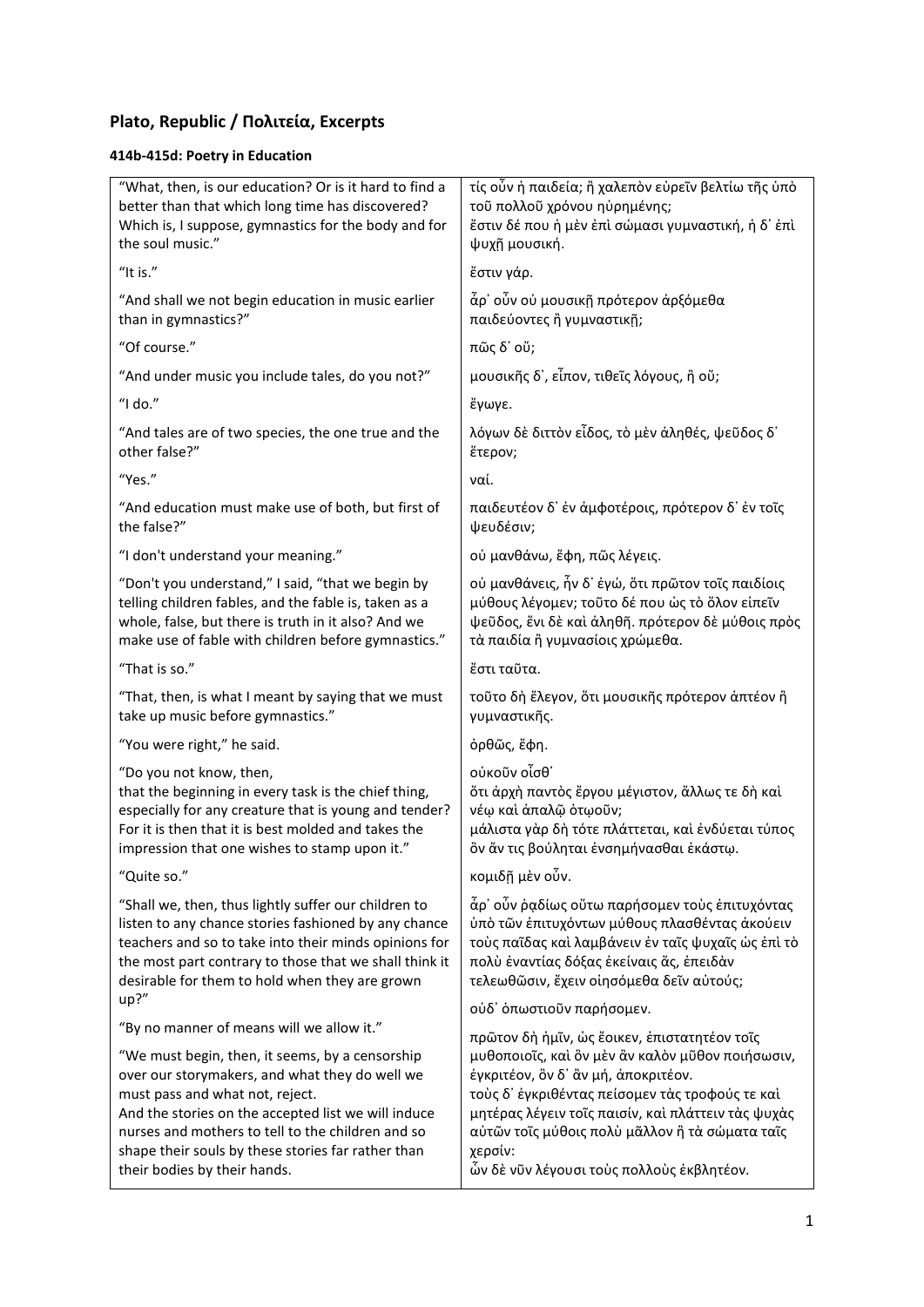## Plato, Republic / Πολιτεία, Excerpts

### 414b-415d: Poetry in Education

| | |
|---|---|
| "What, then, is our education? Or is it hard to find a better than that which long time has discovered? Which is, I suppose, gymnastics for the body and for the soul music." | τίς οὖν ἡ παιδεία; ἢ χαλεπὸν εὑρεῖν βελτίω τῆς ὑπὸ τοῦ πολλοῦ χρόνου ηὑρημένης; ἔστιν δέ που ἡ μὲν ἐπὶ σώμασι γυμναστική, ἡ δ᾽ ἐπὶ ψυχῇ μουσική. |
| "It is." | ἔστιν γάρ. |
| "And shall we not begin education in music earlier than in gymnastics?" | ἆρ᾽ οὖν οὐ μουσικῇ πρότερον ἀρξόμεθα παιδεύοντες ἢ γυμναστικῇ; |
| "Of course." | πῶς δ᾽ οὔ; |
| "And under music you include tales, do you not?" | μουσικῆς δ᾽, εἶπον, τιθεῖς λόγους, ἢ οὔ; |
| "I do." | ἔγωγε. |
| "And tales are of two species, the one true and the other false?" | λόγων δὲ διττὸν εἶδος, τὸ μὲν ἀληθές, ψεῦδος δ᾽ ἕτερον; |
| "Yes." | ναί. |
| "And education must make use of both, but first of the false?" | παιδευτέον δ᾽ ἐν ἀμφοτέροις, πρότερον δ᾽ ἐν τοῖς ψευδέσιν; |
| "I don't understand your meaning." | οὐ μανθάνω, ἔφη, πῶς λέγεις. |
| "Don't you understand," I said, "that we begin by telling children fables, and the fable is, taken as a whole, false, but there is truth in it also? And we make use of fable with children before gymnastics." | οὐ μανθάνεις, ἦν δ᾽ ἐγώ, ὅτι πρῶτον τοῖς παιδίοις μύθους λέγομεν; τοῦτο δέ που ὡς τὸ ὅλον εἰπεῖν ψεῦδος, ἔνι δὲ καὶ ἀληθῆ. πρότερον δὲ μύθοις πρὸς τὰ παιδία ἢ γυμνασίοις χρώμεθα. |
| "That is so." | ἔστι ταῦτα. |
| "That, then, is what I meant by saying that we must take up music before gymnastics." | τοῦτο δὴ ἔλεγον, ὅτι μουσικῆς πρότερον ἁπτέον ἢ γυμναστικῆς. |
| "You were right," he said. | ὀρθῶς, ἔφη. |
| "Do you not know, then, that the beginning in every task is the chief thing, especially for any creature that is young and tender? For it is then that it is best molded and takes the impression that one wishes to stamp upon it." | οὐκοῦν οἶσθ᾽ ὅτι ἀρχὴ παντὸς ἔργου μέγιστον, ἄλλως τε δὴ καὶ νέῳ καὶ ἁπαλῷ ὁτῳοῦν; μάλιστα γὰρ δὴ τότε πλάττεται, καὶ ἐνδύεται τύπος ὃν ἄν τις βούληται ἐνσημήνασθαι ἑκάστῳ. |
| "Quite so." | κομιδῇ μὲν οὖν. |
| "Shall we, then, thus lightly suffer our children to listen to any chance stories fashioned by any chance teachers and so to take into their minds opinions for the most part contrary to those that we shall think it desirable for them to hold when they are grown up?" | ἆρ᾽ οὖν ῥᾳδίως οὕτω παρήσομεν τοὺς ἐπιτυχόντας ὑπὸ τῶν ἐπιτυχόντων μύθους πλασθέντας ἀκούειν τοὺς παῖδας καὶ λαμβάνειν ἐν ταῖς ψυχαῖς ὡς ἐπὶ τὸ πολὺ ἐναντίας δόξας ἐκείναις ἅς, ἐπειδὰν τελεωθῶσιν, ἔχειν οἰησόμεθα δεῖν αὐτούς; |
| "By no manner of means will we allow it." | οὐδ᾽ ὁπωστιοῦν παρήσομεν. |
| "We must begin, then, it seems, by a censorship over our storymakers, and what they do well we must pass and what not, reject. And the stories on the accepted list we will induce nurses and mothers to tell to the children and so shape their souls by these stories far rather than their bodies by their hands. | πρῶτον δὴ ἡμῖν, ὡς ἔοικεν, ἐπιστατητέον τοῖς μυθοποιοῖς, καὶ ὃν μὲν ἂν καλὸν μῦθον ποιήσωσιν, ἐγκριτέον, ὃν δ᾽ ἂν μή, ἀποκριτέον. τοὺς δ᾽ ἐγκριθέντας πείσομεν τὰς τροφούς τε καὶ μητέρας λέγειν τοῖς παισίν, καὶ πλάττειν τὰς ψυχὰς αὐτῶν τοῖς μύθοις πολὺ μᾶλλον ἢ τὰ σώματα ταῖς χερσίν: ὧν δὲ νῦν λέγουσι τοὺς πολλοὺς ἐκβλητέον. |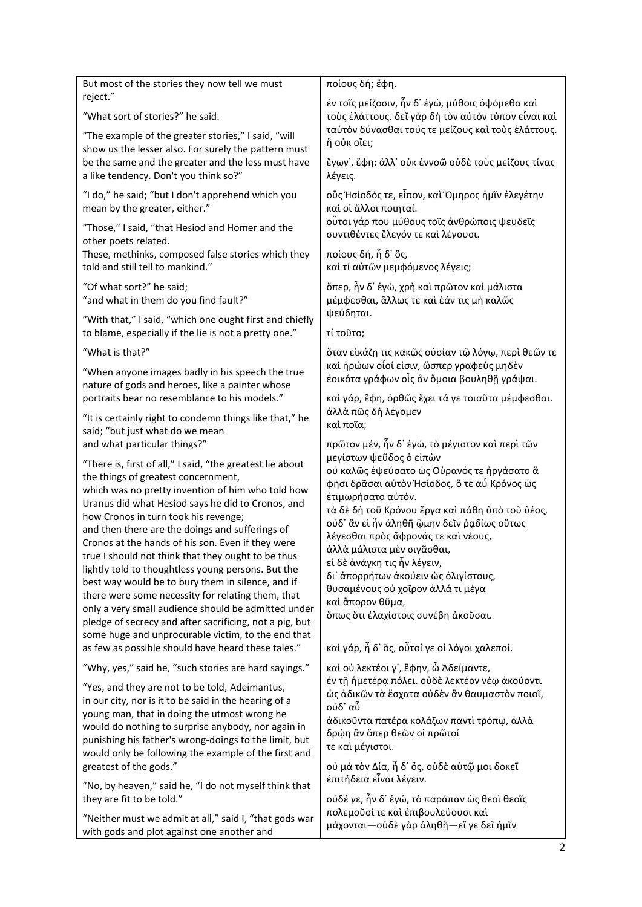| | |
|---|---|
| But most of the stories they now tell we must reject."<br><br>"What sort of stories?" he said.<br><br>"The example of the greater stories," I said, "will show us the lesser also. For surely the pattern must be the same and the greater and the less must have a like tendency. Don't you think so?"<br><br>"I do," he said; "but I don't apprehend which you mean by the greater, either."<br><br>"Those," I said, "that Hesiod and Homer and the other poets related.<br>These, methinks, composed false stories which they told and still tell to mankind."<br><br>"Of what sort?" he said;<br>"and what in them do you find fault?"<br><br>"With that," I said, "which one ought first and chiefly to blame, especially if the lie is not a pretty one."<br><br>"What is that?"<br><br>"When anyone images badly in his speech the true nature of gods and heroes, like a painter whose portraits bear no resemblance to his models."<br><br>"It is certainly right to condemn things like that," he said; "but just what do we mean<br>and what particular things?"<br><br>"There is, first of all," I said, "the greatest lie about the things of greatest concernment,<br>which was no pretty invention of him who told how Uranus did what Hesiod says he did to Cronos, and how Cronos in turn took his revenge;<br>and then there are the doings and sufferings of Cronos at the hands of his son. Even if they were true I should not think that they ought to be thus lightly told to thoughtless young persons. But the best way would be to bury them in silence, and if there were some necessity for relating them, that only a very small audience should be admitted under pledge of secrecy and after sacrificing, not a pig, but some huge and unprocurable victim, to the end that as few as possible should have heard these tales."<br><br>"Why, yes," said he, "such stories are hard sayings."<br><br>"Yes, and they are not to be told, Adeimantus, in our city, nor is it to be said in the hearing of a young man, that in doing the utmost wrong he would do nothing to surprise anybody, nor again in punishing his father's wrong-doings to the limit, but would only be following the example of the first and greatest of the gods."<br><br>"No, by heaven," said he, "I do not myself think that they are fit to be told."<br><br>"Neither must we admit at all," said I, "that gods war with gods and plot against one another and | ποίους δή; ἔφη.<br><br>ἐν τοῖς μείζοσιν, ἦν δ᾽ ἐγώ, μύθοις ὀψόμεθα καὶ τοὺς ἐλάττους. δεῖ γὰρ δὴ τὸν αὐτὸν τύπον εἶναι καὶ ταὐτὸν δύνασθαι τούς τε μείζους καὶ τοὺς ἐλάττους. ἢ οὐκ οἴει;<br><br>ἔγωγ᾽, ἔφη: ἀλλ᾽ οὐκ ἐννοῶ οὐδὲ τοὺς μείζους τίνας λέγεις.<br><br>οὓς Ἡσίοδός τε, εἶπον, καὶ Ὅμηρος ἡμῖν ἐλεγέτην καὶ οἱ ἄλλοι ποιηταί.<br>οὗτοι γάρ που μύθους τοῖς ἀνθρώποις ψευδεῖς συντιθέντες ἔλεγόν τε καὶ λέγουσι.<br><br>ποίους δή, ἦ δ᾽ ὅς,<br>καὶ τί αὐτῶν μεμφόμενος λέγεις;<br><br>ὅπερ, ἦν δ᾽ ἐγώ, χρὴ καὶ πρῶτον καὶ μάλιστα μέμφεσθαι, ἄλλως τε καὶ ἐάν τις μὴ καλῶς ψεύδηται.<br><br>τί τοῦτο;<br><br>ὅταν εἰκάζῃ τις κακῶς οὐσίαν τῷ λόγῳ, περὶ θεῶν τε καὶ ἡρώων οἷοί εἰσιν, ὥσπερ γραφεὺς μηδὲν ἐοικότα γράφων οἷς ἂν ὅμοια βουληθῇ γράψαι.<br><br>καὶ γάρ, ἔφη, ὀρθῶς ἔχει τά γε τοιαῦτα μέμφεσθαι. ἀλλὰ πῶς δὴ λέγομεν<br>καὶ ποῖα;<br><br>πρῶτον μέν, ἦν δ᾽ ἐγώ, τὸ μέγιστον καὶ περὶ τῶν μεγίστων ψεῦδος ὁ εἰπὼν<br>οὐ καλῶς ἐψεύσατο ὡς Οὐρανός τε ἠργάσατο ἅ φησι δρᾶσαι αὐτὸν Ἡσίοδος, ὅ τε αὖ Κρόνος ὡς ἐτιμωρήσατο αὐτόν.<br>τὰ δὲ δὴ τοῦ Κρόνου ἔργα καὶ πάθη ὑπὸ τοῦ ὑέος, οὐδ᾽ ἂν εἰ ἦν ἀληθῆ ᾤμην δεῖν ῥᾳδίως οὕτως λέγεσθαι πρὸς ἄφρονάς τε καὶ νέους,<br>ἀλλὰ μάλιστα μὲν σιγᾶσθαι,<br>εἰ δὲ ἀνάγκη τις ἦν λέγειν,<br>δι᾽ ἀπορρήτων ἀκούειν ὡς ὀλιγίστους,<br>θυσαμένους οὐ χοῖρον ἀλλά τι μέγα<br>καὶ ἄπορον θῦμα,<br>ὅπως ὅτι ἐλαχίστοις συνέβη ἀκοῦσαι.<br><br>καὶ γάρ, ἦ δ᾽ ὅς, οὗτοί γε οἱ λόγοι χαλεποί.<br><br>καὶ οὐ λεκτέοι γ᾽, ἔφην, ὦ Ἀδείμαντε,<br>ἐν τῇ ἡμετέρᾳ πόλει. οὐδὲ λεκτέον νέῳ ἀκούοντι ὡς ἀδικῶν τὰ ἔσχατα οὐδὲν ἂν θαυμαστὸν ποιοῖ, οὐδ᾽ αὖ<br>ἀδικοῦντα πατέρα κολάζων παντὶ τρόπῳ, ἀλλὰ δρῴη ἂν ὅπερ θεῶν οἱ πρῶτοί<br>τε καὶ μέγιστοι.<br><br>οὐ μὰ τὸν Δία, ἦ δ᾽ ὅς, οὐδὲ αὐτῷ μοι δοκεῖ ἐπιτήδεια εἶναι λέγειν.<br><br>οὐδέ γε, ἦν δ᾽ ἐγώ, τὸ παράπαν ὡς θεοὶ θεοῖς πολεμοῦσί τε καὶ ἐπιβουλεύουσι καὶ μάχονται—οὐδὲ γὰρ ἀληθῆ—εἴ γε δεῖ ἡμῖν |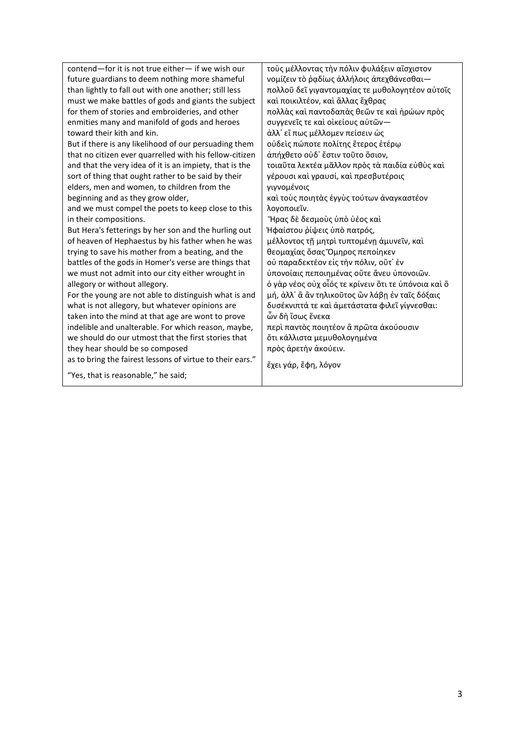| | |
|---|---|
| contend—for it is not true either— if we wish our future guardians to deem nothing more shameful than lightly to fall out with one another; still less must we make battles of gods and giants the subject for them of stories and embroideries, and other enmities many and manifold of gods and heroes toward their kith and kin. | τοὺς μέλλοντας τὴν πόλιν φυλάξειν αἴσχιστον νομίζειν τὸ ῥᾳδίως ἀλλήλοις ἀπεχθάνεσθαι— πολλοῦ δεῖ γιγαντομαχίας τε μυθολογητέον αὐτοῖς καὶ ποικιλτέον, καὶ ἄλλας ἔχθρας πολλὰς καὶ παντοδαπὰς θεῶν τε καὶ ἡρώων πρὸς συγγενεῖς τε καὶ οἰκείους αὐτῶν— |
| But if there is any likelihood of our persuading them that no citizen ever quarrelled with his fellow-citizen and that the very idea of it is an impiety, that is the sort of thing that ought rather to be said by their elders, men and women, to children from the beginning and as they grow older, | ἀλλ᾽ εἴ πως μέλλομεν πείσειν ὡς οὐδεὶς πώποτε πολίτης ἕτερος ἑτέρῳ ἀπήχθετο οὐδ᾽ ἔστιν τοῦτο ὅσιον, τοιαῦτα λεκτέα μᾶλλον πρὸς τὰ παιδία εὐθὺς καὶ γέρουσι καὶ γραυσί, καὶ πρεσβυτέροις γιγνομένοις |
| and we must compel the poets to keep close to this in their compositions. | καὶ τοὺς ποιητὰς ἐγγὺς τούτων ἀναγκαστέον λογοποιεῖν. |
| But Hera's fetterings by her son and the hurling out of heaven of Hephaestus by his father when he was trying to save his mother from a beating, and the battles of the gods in Homer's verse are things that we must not admit into our city either wrought in allegory or without allegory. | Ἥρας δὲ δεσμοὺς ὑπὸ ὑέος καὶ Ἡφαίστου ῥίψεις ὑπὸ πατρός, μέλλοντος τῇ μητρὶ τυπτομένῃ ἀμυνεῖν, καὶ θεομαχίας ὅσας Ὅμηρος πεποίηκεν οὐ παραδεκτέον εἰς τὴν πόλιν, οὔτ᾽ ἐν ὑπονοίαις πεποιημένας οὔτε ἄνευ ὑπονοιῶν. |
| For the young are not able to distinguish what is and what is not allegory, but whatever opinions are taken into the mind at that age are wont to prove indelible and unalterable. For which reason, maybe, we should do our utmost that the first stories that they hear should be so composed | ὁ γὰρ νέος οὐχ οἷός τε κρίνειν ὅτι τε ὑπόνοια καὶ ὃ μή, ἀλλ᾽ ἃ ἂν τηλικοῦτος ὢν λάβῃ ἐν ταῖς δόξαις δυσέκνιπτά τε καὶ ἀμετάστατα φιλεῖ γίγνεσθαι: ὧν δὴ ἴσως ἕνεκα περὶ παντὸς ποιητέον ἃ πρῶτα ἀκούουσιν ὅτι κάλλιστα μεμυθολογημένα |
| as to bring the fairest lessons of virtue to their ears." | πρὸς ἀρετὴν ἀκούειν. |
| "Yes, that is reasonable," he said; | ἔχει γάρ, ἔφη, λόγον |